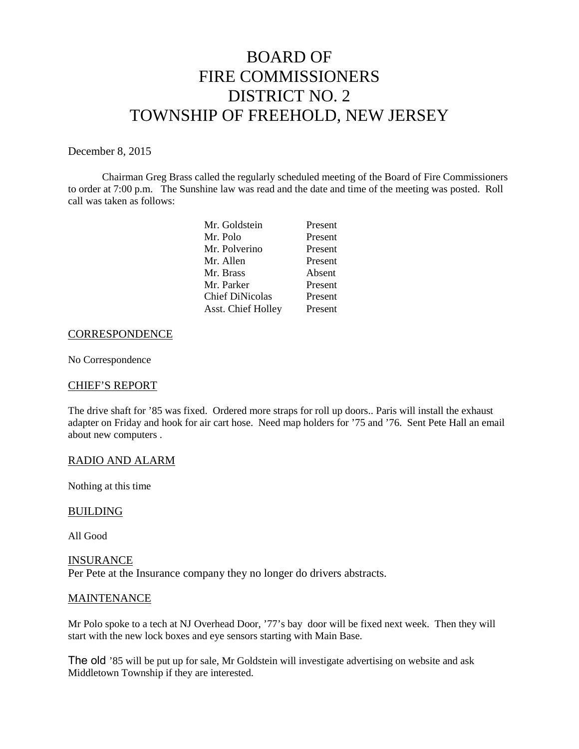# BOARD OF FIRE COMMISSIONERS DISTRICT NO. 2 TOWNSHIP OF FREEHOLD, NEW JERSEY

December 8, 2015

Chairman Greg Brass called the regularly scheduled meeting of the Board of Fire Commissioners to order at 7:00 p.m. The Sunshine law was read and the date and time of the meeting was posted. Roll call was taken as follows:

| | |
|---|---|
| Mr. Goldstein | Present |
| Mr. Polo | Present |
| Mr. Polverino | Present |
| Mr. Allen | Present |
| Mr. Brass | Absent |
| Mr. Parker | Present |
| Chief DiNicolas | Present |
| Asst. Chief Holley | Present |

## CORRESPONDENCE

No Correspondence

## CHIEF'S REPORT

The drive shaft for '85 was fixed. Ordered more straps for roll up doors.. Paris will install the exhaust adapter on Friday and hook for air cart hose. Need map holders for '75 and '76. Sent Pete Hall an email about new computers .

## RADIO AND ALARM

Nothing at this time

## BUILDING

All Good

## INSURANCE

Per Pete at the Insurance company they no longer do drivers abstracts.

## MAINTENANCE

Mr Polo spoke to a tech at NJ Overhead Door, '77's bay door will be fixed next week. Then they will start with the new lock boxes and eye sensors starting with Main Base.

The old '85 will be put up for sale, Mr Goldstein will investigate advertising on website and ask Middletown Township if they are interested.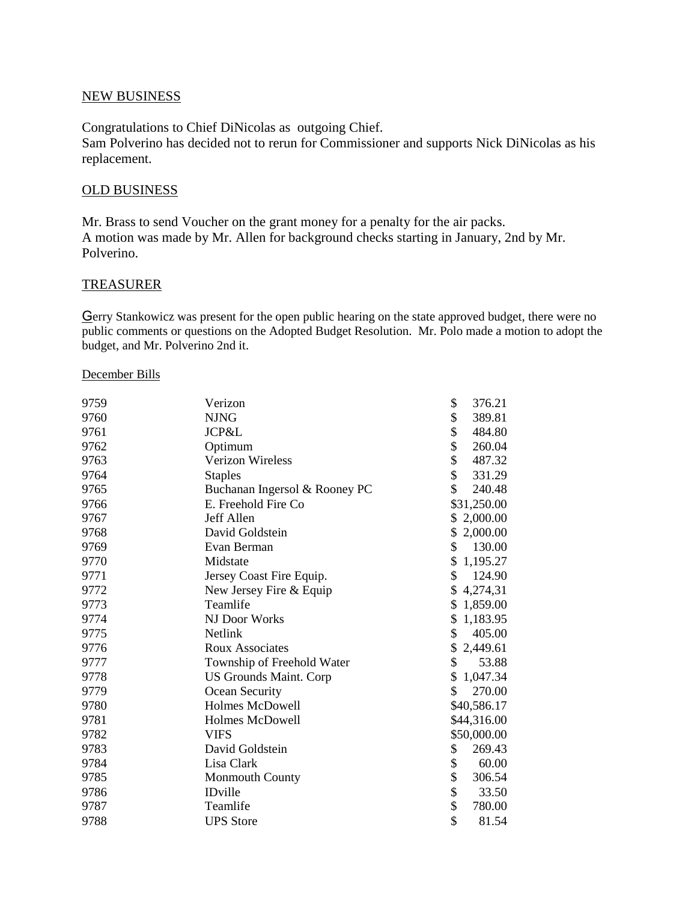NEW BUSINESS

Congratulations to Chief DiNicolas as outgoing Chief.
Sam Polverino has decided not to rerun for Commissioner and supports Nick DiNicolas as his replacement.

OLD BUSINESS

Mr. Brass to send Voucher on the grant money for a penalty for the air packs.
A motion was made by Mr. Allen for background checks starting in January, 2nd by Mr. Polverino.

TREASURER

Gerry Stankowicz was present for the open public hearing on the state approved budget, there were no public comments or questions on the Adopted Budget Resolution. Mr. Polo made a motion to adopt the budget, and Mr. Polverino 2nd it.

December Bills

| | | |
|---|---|---|
| 9759 | Verizon | $ 376.21 |
| 9760 | NJNG | $ 389.81 |
| 9761 | JCP&L | $ 484.80 |
| 9762 | Optimum | $ 260.04 |
| 9763 | Verizon Wireless | $ 487.32 |
| 9764 | Staples | $ 331.29 |
| 9765 | Buchanan Ingersol & Rooney PC | $ 240.48 |
| 9766 | E. Freehold Fire Co | $31,250.00 |
| 9767 | Jeff Allen | $ 2,000.00 |
| 9768 | David Goldstein | $ 2,000.00 |
| 9769 | Evan Berman | $ 130.00 |
| 9770 | Midstate | $ 1,195.27 |
| 9771 | Jersey Coast Fire Equip. | $ 124.90 |
| 9772 | New Jersey Fire & Equip | $ 4,274,31 |
| 9773 | Teamlife | $ 1,859.00 |
| 9774 | NJ Door Works | $ 1,183.95 |
| 9775 | Netlink | $ 405.00 |
| 9776 | Roux Associates | $ 2,449.61 |
| 9777 | Township of Freehold Water | $ 53.88 |
| 9778 | US Grounds Maint. Corp | $ 1,047.34 |
| 9779 | Ocean Security | $ 270.00 |
| 9780 | Holmes McDowell | $40,586.17 |
| 9781 | Holmes McDowell | $44,316.00 |
| 9782 | VIFS | $50,000.00 |
| 9783 | David Goldstein | $ 269.43 |
| 9784 | Lisa Clark | $ 60.00 |
| 9785 | Monmouth County | $ 306.54 |
| 9786 | IDville | $ 33.50 |
| 9787 | Teamlife | $ 780.00 |
| 9788 | UPS Store | $ 81.54 |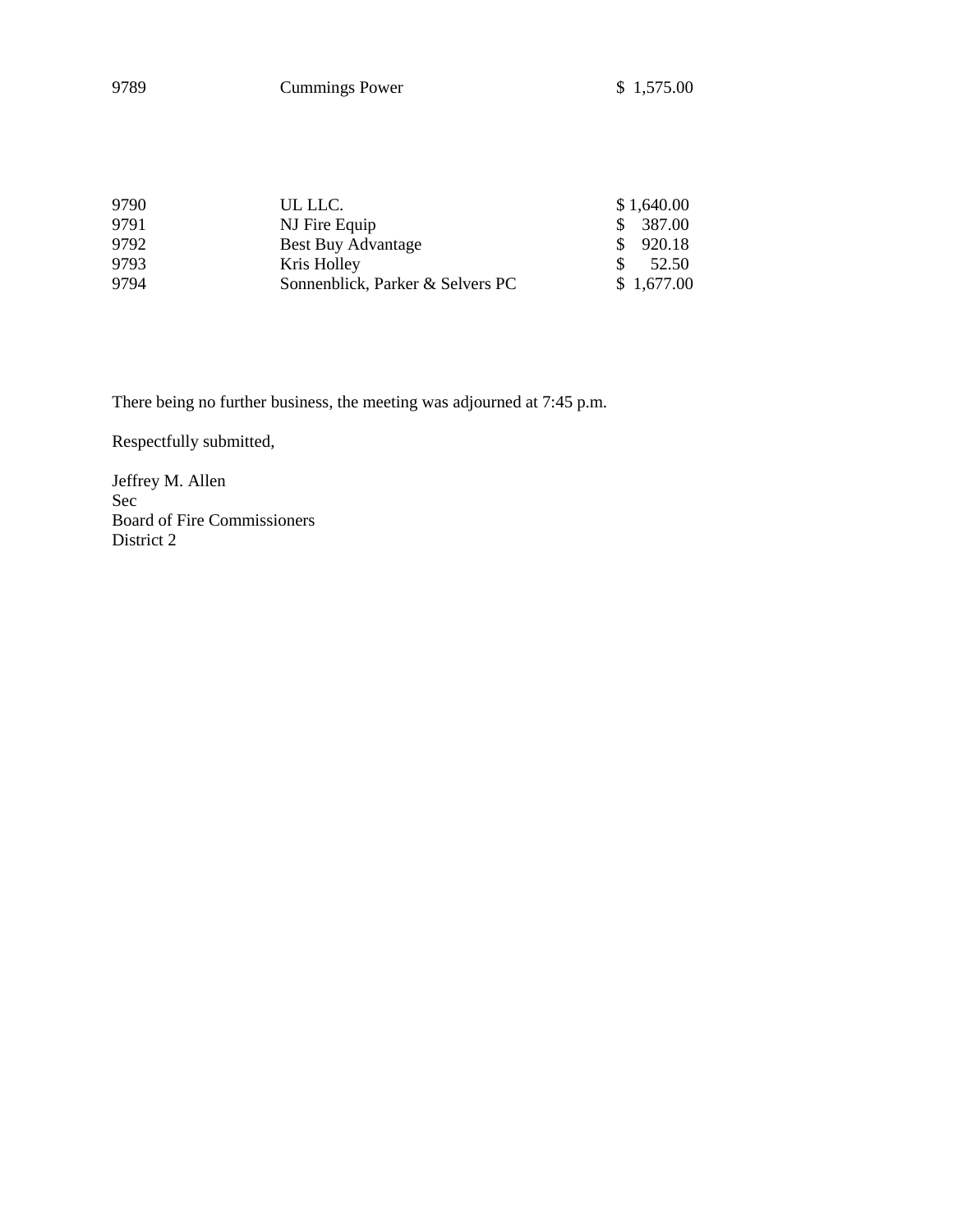| | | |
|---|---|---|
| 9789 | Cummings Power | $ 1,575.00 |
| 9790 | UL LLC. | $ 1,640.00 |
| 9791 | NJ Fire Equip | $ 387.00 |
| 9792 | Best Buy Advantage | $ 920.18 |
| 9793 | Kris Holley | $ 52.50 |
| 9794 | Sonnenblick, Parker & Selvers PC | $ 1,677.00 |

There being no further business, the meeting was adjourned at 7:45 p.m.

Respectfully submitted,

Jeffrey M. Allen  
Sec  
Board of Fire Commissioners  
District 2